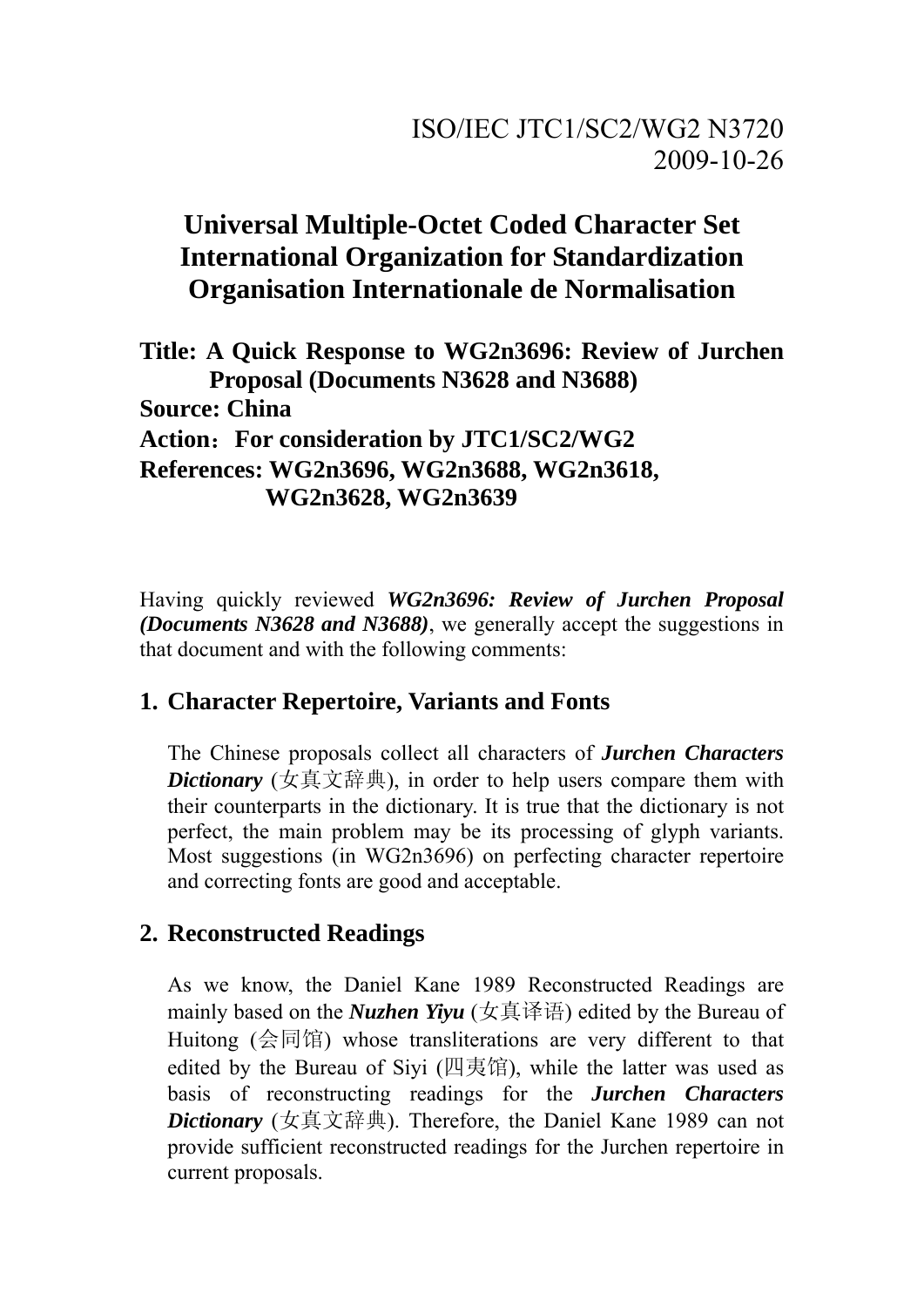ISO/IEC JTC1/SC2/WG2 N3720
2009-10-26

# Universal Multiple-Octet Coded Character Set
# International Organization for Standardization
# Organisation Internationale de Normalisation

**Title: A Quick Response to WG2n3696: Review of Jurchen Proposal (Documents N3628 and N3688)**
**Source: China**
**Action：For consideration by JTC1/SC2/WG2**
**References: WG2n3696, WG2n3688, WG2n3618, WG2n3628, WG2n3639**

Having quickly reviewed ***WG2n3696: Review of Jurchen Proposal (Documents N3628 and N3688)***, we generally accept the suggestions in that document and with the following comments:

## 1. Character Repertoire, Variants and Fonts

The Chinese proposals collect all characters of ***Jurchen Characters Dictionary*** (女真文辞典), in order to help users compare them with their counterparts in the dictionary. It is true that the dictionary is not perfect, the main problem may be its processing of glyph variants. Most suggestions (in WG2n3696) on perfecting character repertoire and correcting fonts are good and acceptable.

## 2. Reconstructed Readings

As we know, the Daniel Kane 1989 Reconstructed Readings are mainly based on the ***Nuzhen Yiyu*** (女真译语) edited by the Bureau of Huitong (会同馆) whose transliterations are very different to that edited by the Bureau of Siyi (四夷馆), while the latter was used as basis of reconstructing readings for the ***Jurchen Characters Dictionary*** (女真文辞典). Therefore, the Daniel Kane 1989 can not provide sufficient reconstructed readings for the Jurchen repertoire in current proposals.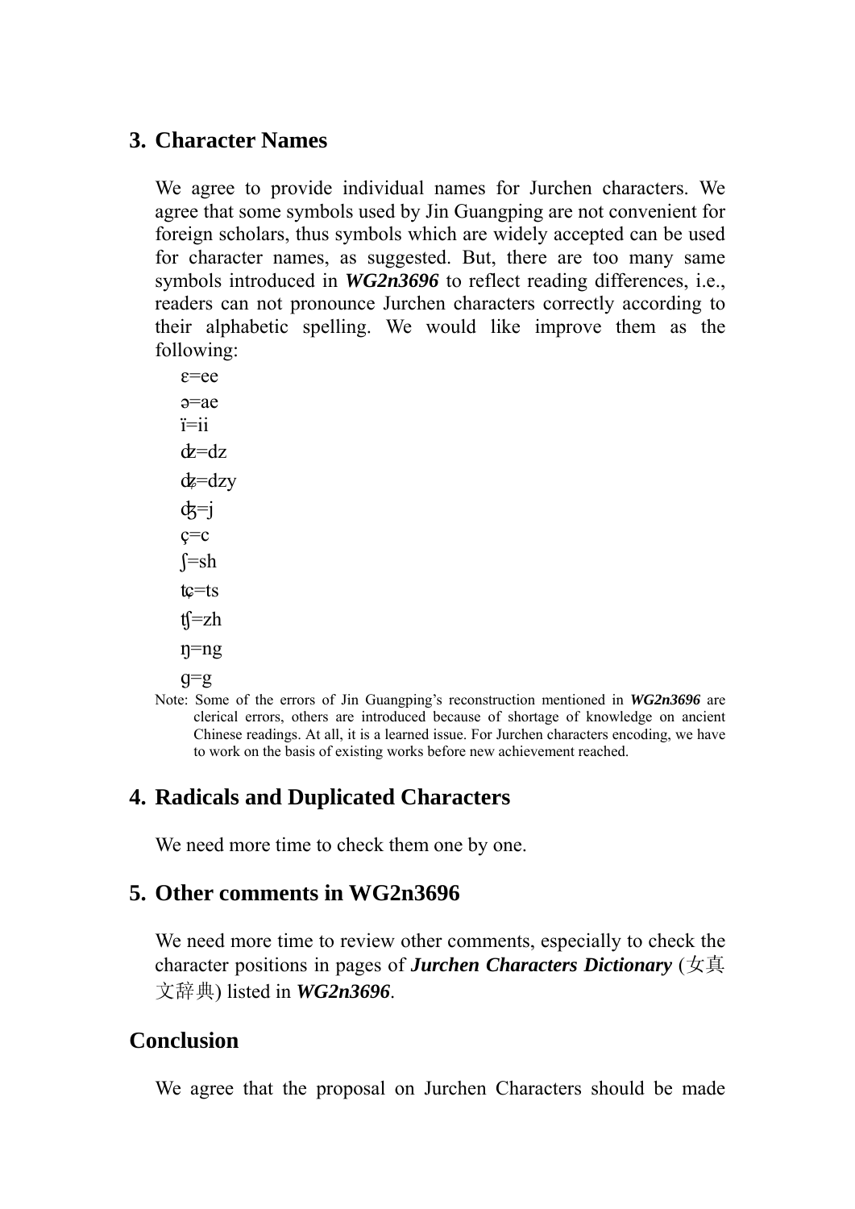## 3. Character Names

We agree to provide individual names for Jurchen characters. We agree that some symbols used by Jin Guangping are not convenient for foreign scholars, thus symbols which are widely accepted can be used for character names, as suggested. But, there are too many same symbols introduced in ***WG2n3696*** to reflect reading differences, i.e., readers can not pronounce Jurchen characters correctly according to their alphabetic spelling. We would like improve them as the following:

ɛ=ee

ə=ae

ï=ii

ʣ=dz

ʥ=dzy

ʤ=j

ç=c

ʃ=sh

ʨ=ts

ʧ=zh

ŋ=ng

ɡ=g

Note: Some of the errors of Jin Guangping's reconstruction mentioned in ***WG2n3696*** are clerical errors, others are introduced because of shortage of knowledge on ancient Chinese readings. At all, it is a learned issue. For Jurchen characters encoding, we have to work on the basis of existing works before new achievement reached.

## 4. Radicals and Duplicated Characters

We need more time to check them one by one.

## 5. Other comments in WG2n3696

We need more time to review other comments, especially to check the character positions in pages of ***Jurchen Characters Dictionary*** (女真文辞典) listed in ***WG2n3696***.

## Conclusion

We agree that the proposal on Jurchen Characters should be made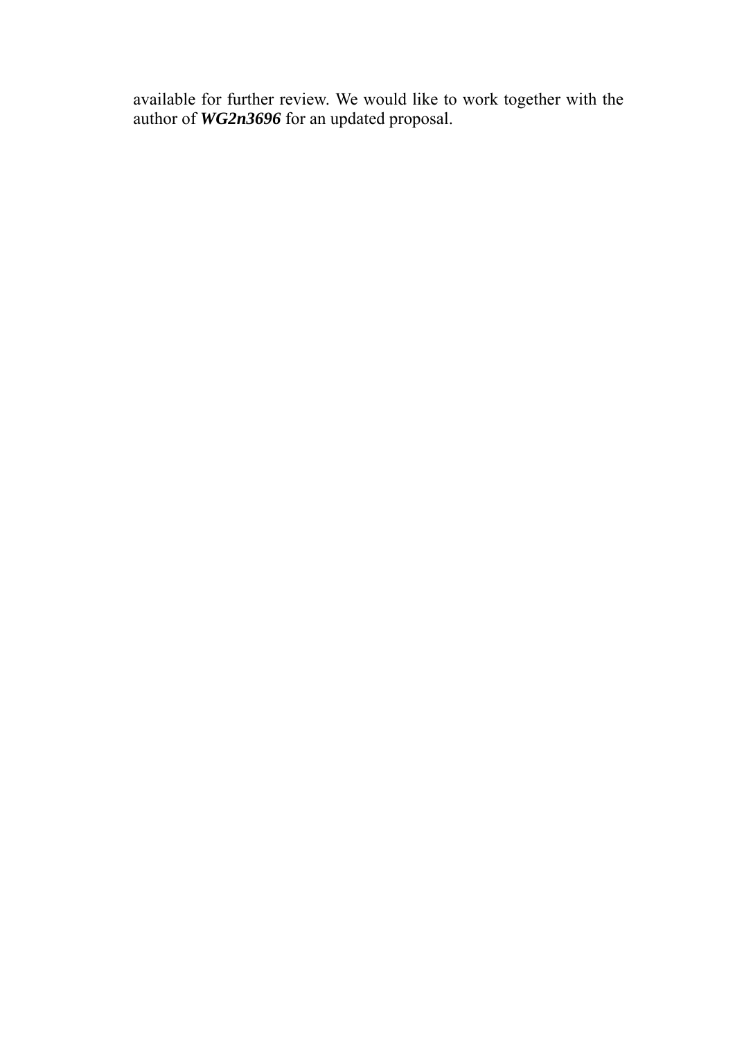available for further review. We would like to work together with the author of ***WG2n3696*** for an updated proposal.